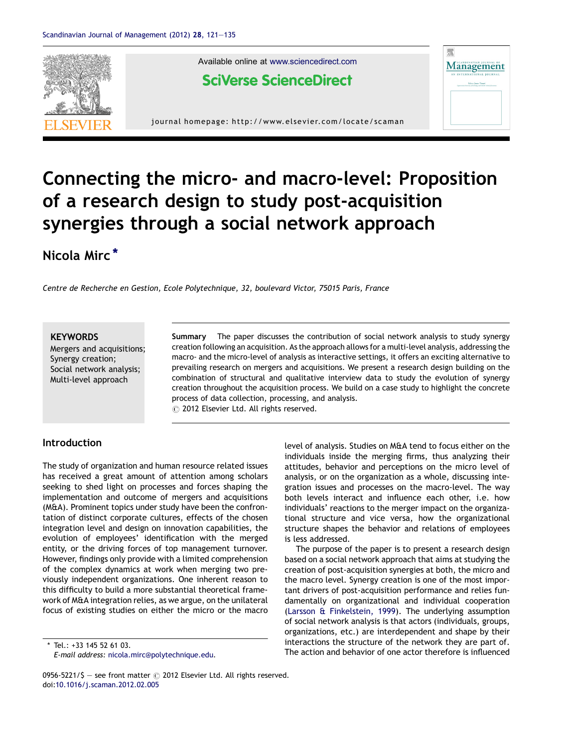# Connecting the micro- and macro-level: Proposition of a research design to study post-acquisition synergies through a social network approach

Nicola Mirc *

*Centre de Recherche en Gestion, Ecole Polytechnique, 32, boulevard Victor, 75015 Paris, France*

**KEYWORDS**
Mergers and acquisitions;
Synergy creation;
Social network analysis;
Multi-level approach

**Summary** The paper discusses the contribution of social network analysis to study synergy creation following an acquisition. As the approach allows for a multi-level analysis, addressing the macro- and the micro-level of analysis as interactive settings, it offers an exciting alternative to prevailing research on mergers and acquisitions. We present a research design building on the combination of structural and qualitative interview data to study the evolution of synergy creation throughout the acquisition process. We build on a case study to highlight the concrete process of data collection, processing, and analysis.
© 2012 Elsevier Ltd. All rights reserved.

## Introduction

The study of organization and human resource related issues has received a great amount of attention among scholars seeking to shed light on processes and forces shaping the implementation and outcome of mergers and acquisitions (M&A). Prominent topics under study have been the confrontation of distinct corporate cultures, effects of the chosen integration level and design on innovation capabilities, the evolution of employees' identification with the merged entity, or the driving forces of top management turnover. However, findings only provide with a limited comprehension of the complex dynamics at work when merging two previously independent organizations. One inherent reason to this difficulty to build a more substantial theoretical framework of M&A integration relies, as we argue, on the unilateral focus of existing studies on either the micro or the macro level of analysis. Studies on M&A tend to focus either on the individuals inside the merging firms, thus analyzing their attitudes, behavior and perceptions on the micro level of analysis, or on the organization as a whole, discussing integration issues and processes on the macro-level. The way both levels interact and influence each other, i.e. how individuals' reactions to the merger impact on the organizational structure and vice versa, how the organizational structure shapes the behavior and relations of employees is less addressed.

The purpose of the paper is to present a research design based on a social network approach that aims at studying the creation of post-acquisition synergies at both, the micro and the macro level. Synergy creation is one of the most important drivers of post-acquisition performance and relies fundamentally on organizational and individual cooperation (Larsson & Finkelstein, 1999). The underlying assumption of social network analysis is that actors (individuals, groups, organizations, etc.) are interdependent and shape by their interactions the structure of the network they are part of. The action and behavior of one actor therefore is influenced

* Tel.: +33 145 52 61 03.
*E-mail address:* nicola.mirc@polytechnique.edu.

0956-5221/$ — see front matter © 2012 Elsevier Ltd. All rights reserved.
doi:10.1016/j.scaman.2012.02.005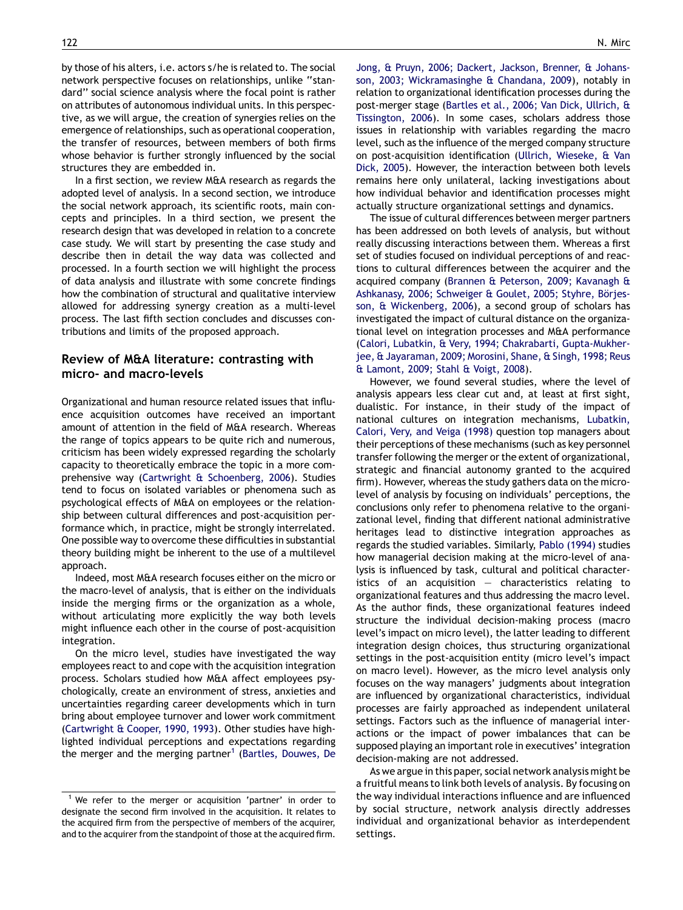by those of his alters, i.e. actors s/he is related to. The social network perspective focuses on relationships, unlike ''standard'' social science analysis where the focal point is rather on attributes of autonomous individual units. In this perspective, as we will argue, the creation of synergies relies on the emergence of relationships, such as operational cooperation, the transfer of resources, between members of both firms whose behavior is further strongly influenced by the social structures they are embedded in.

In a first section, we review M&A research as regards the adopted level of analysis. In a second section, we introduce the social network approach, its scientific roots, main concepts and principles. In a third section, we present the research design that was developed in relation to a concrete case study. We will start by presenting the case study and describe then in detail the way data was collected and processed. In a fourth section we will highlight the process of data analysis and illustrate with some concrete findings how the combination of structural and qualitative interview allowed for addressing synergy creation as a multi-level process. The last fifth section concludes and discusses contributions and limits of the proposed approach.

## Review of M&A literature: contrasting with micro- and macro-levels

Organizational and human resource related issues that influence acquisition outcomes have received an important amount of attention in the field of M&A research. Whereas the range of topics appears to be quite rich and numerous, criticism has been widely expressed regarding the scholarly capacity to theoretically embrace the topic in a more comprehensive way (Cartwright & Schoenberg, 2006). Studies tend to focus on isolated variables or phenomena such as psychological effects of M&A on employees or the relationship between cultural differences and post-acquisition performance which, in practice, might be strongly interrelated. One possible way to overcome these difficulties in substantial theory building might be inherent to the use of a multilevel approach.

Indeed, most M&A research focuses either on the micro or the macro-level of analysis, that is either on the individuals inside the merging firms or the organization as a whole, without articulating more explicitly the way both levels might influence each other in the course of post-acquisition integration.

On the micro level, studies have investigated the way employees react to and cope with the acquisition integration process. Scholars studied how M&A affect employees psychologically, create an environment of stress, anxieties and uncertainties regarding career developments which in turn bring about employee turnover and lower work commitment (Cartwright & Cooper, 1990, 1993). Other studies have highlighted individual perceptions and expectations regarding the merger and the merging partner[1] (Bartles, Douwes, De Jong, & Pruyn, 2006; Dackert, Jackson, Brenner, & Johansson, 2003; Wickramasinghe & Chandana, 2009), notably in relation to organizational identification processes during the post-merger stage (Bartles et al., 2006; Van Dick, Ullrich, & Tissington, 2006). In some cases, scholars address those issues in relationship with variables regarding the macro level, such as the influence of the merged company structure on post-acquisition identification (Ullrich, Wieseke, & Van Dick, 2005). However, the interaction between both levels remains here only unilateral, lacking investigations about how individual behavior and identification processes might actually structure organizational settings and dynamics.

The issue of cultural differences between merger partners has been addressed on both levels of analysis, but without really discussing interactions between them. Whereas a first set of studies focused on individual perceptions of and reactions to cultural differences between the acquirer and the acquired company (Brannen & Peterson, 2009; Kavanagh & Ashkanasy, 2006; Schweiger & Goulet, 2005; Styhre, Börjesson, & Wickenberg, 2006), a second group of scholars has investigated the impact of cultural distance on the organizational level on integration processes and M&A performance (Calori, Lubatkin, & Very, 1994; Chakrabarti, Gupta-Mukherjee, & Jayaraman, 2009; Morosini, Shane, & Singh, 1998; Reus & Lamont, 2009; Stahl & Voigt, 2008).

However, we found several studies, where the level of analysis appears less clear cut and, at least at first sight, dualistic. For instance, in their study of the impact of national cultures on integration mechanisms, Lubatkin, Calori, Very, and Veiga (1998) question top managers about their perceptions of these mechanisms (such as key personnel transfer following the merger or the extent of organizational, strategic and financial autonomy granted to the acquired firm). However, whereas the study gathers data on the micro-level of analysis by focusing on individuals' perceptions, the conclusions only refer to phenomena relative to the organizational level, finding that different national administrative heritages lead to distinctive integration approaches as regards the studied variables. Similarly, Pablo (1994) studies how managerial decision making at the micro-level of analysis is influenced by task, cultural and political characteristics of an acquisition — characteristics relating to organizational features and thus addressing the macro level. As the author finds, these organizational features indeed structure the individual decision-making process (macro level's impact on micro level), the latter leading to different integration design choices, thus structuring organizational settings in the post-acquisition entity (micro level's impact on macro level). However, as the micro level analysis only focuses on the way managers' judgments about integration are influenced by organizational characteristics, individual processes are fairly approached as independent unilateral settings. Factors such as the influence of managerial interactions or the impact of power imbalances that can be supposed playing an important role in executives' integration decision-making are not addressed.

As we argue in this paper, social network analysis might be a fruitful means to link both levels of analysis. By focusing on the way individual interactions influence and are influenced by social structure, network analysis directly addresses individual and organizational behavior as interdependent settings.

[1] We refer to the merger or acquisition 'partner' in order to designate the second firm involved in the acquisition. It relates to the acquired firm from the perspective of members of the acquirer, and to the acquirer from the standpoint of those at the acquired firm.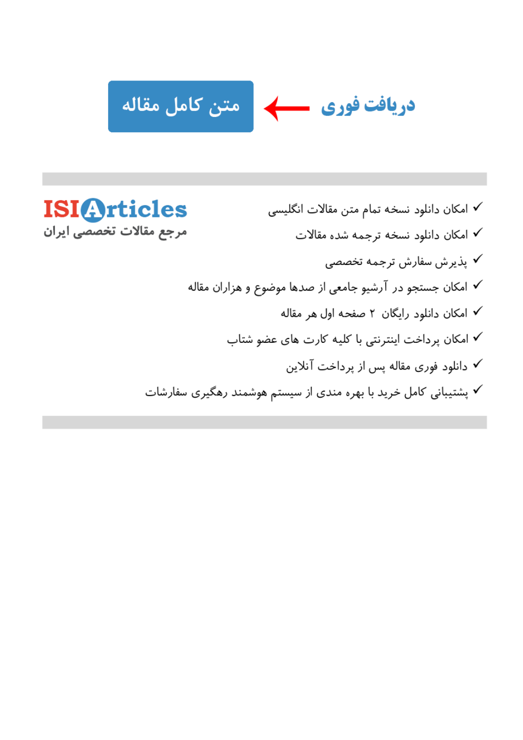دریافت فوری ← متن کامل مقاله

**ISIArticles**
مرجع مقالات تخصصی ایران

- ✓ امکان دانلود نسخه تمام متن مقالات انگلیسی
- ✓ امکان دانلود نسخه ترجمه شده مقالات
- ✓ پذیرش سفارش ترجمه تخصصی
- ✓ امکان جستجو در آرشیو جامعی از صدها موضوع و هزاران مقاله
- ✓ امکان دانلود رایگان ۲ صفحه اول هر مقاله
- ✓ امکان پرداخت اینترنتی با کلیه کارت های عضو شتاب
- ✓ دانلود فوری مقاله پس از پرداخت آنلاین
- ✓ پشتیبانی کامل خرید با بهره مندی از سیستم هوشمند رهگیری سفارشات